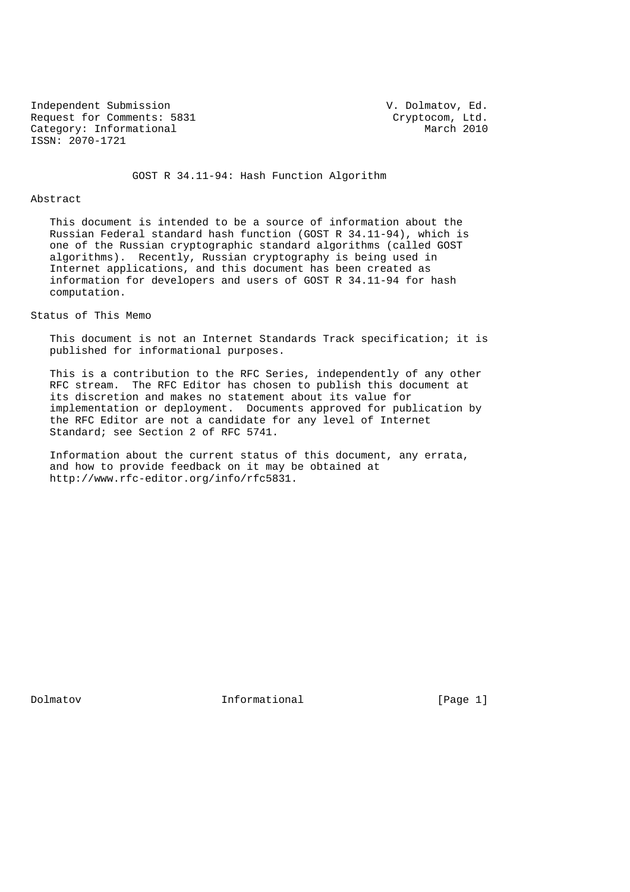Independent Submission V. Dolmatov, Ed.
Request for Comments: 5831 Cryptocom, Ltd.
Category: Informational March 2010
ISSN: 2070-1721

# GOST R 34.11-94: Hash Function Algorithm

## Abstract

This document is intended to be a source of information about the Russian Federal standard hash function (GOST R 34.11-94), which is one of the Russian cryptographic standard algorithms (called GOST algorithms). Recently, Russian cryptography is being used in Internet applications, and this document has been created as information for developers and users of GOST R 34.11-94 for hash computation.

## Status of This Memo

This document is not an Internet Standards Track specification; it is published for informational purposes.

This is a contribution to the RFC Series, independently of any other RFC stream. The RFC Editor has chosen to publish this document at its discretion and makes no statement about its value for implementation or deployment. Documents approved for publication by the RFC Editor are not a candidate for any level of Internet Standard; see Section 2 of RFC 5741.

Information about the current status of this document, any errata, and how to provide feedback on it may be obtained at http://www.rfc-editor.org/info/rfc5831.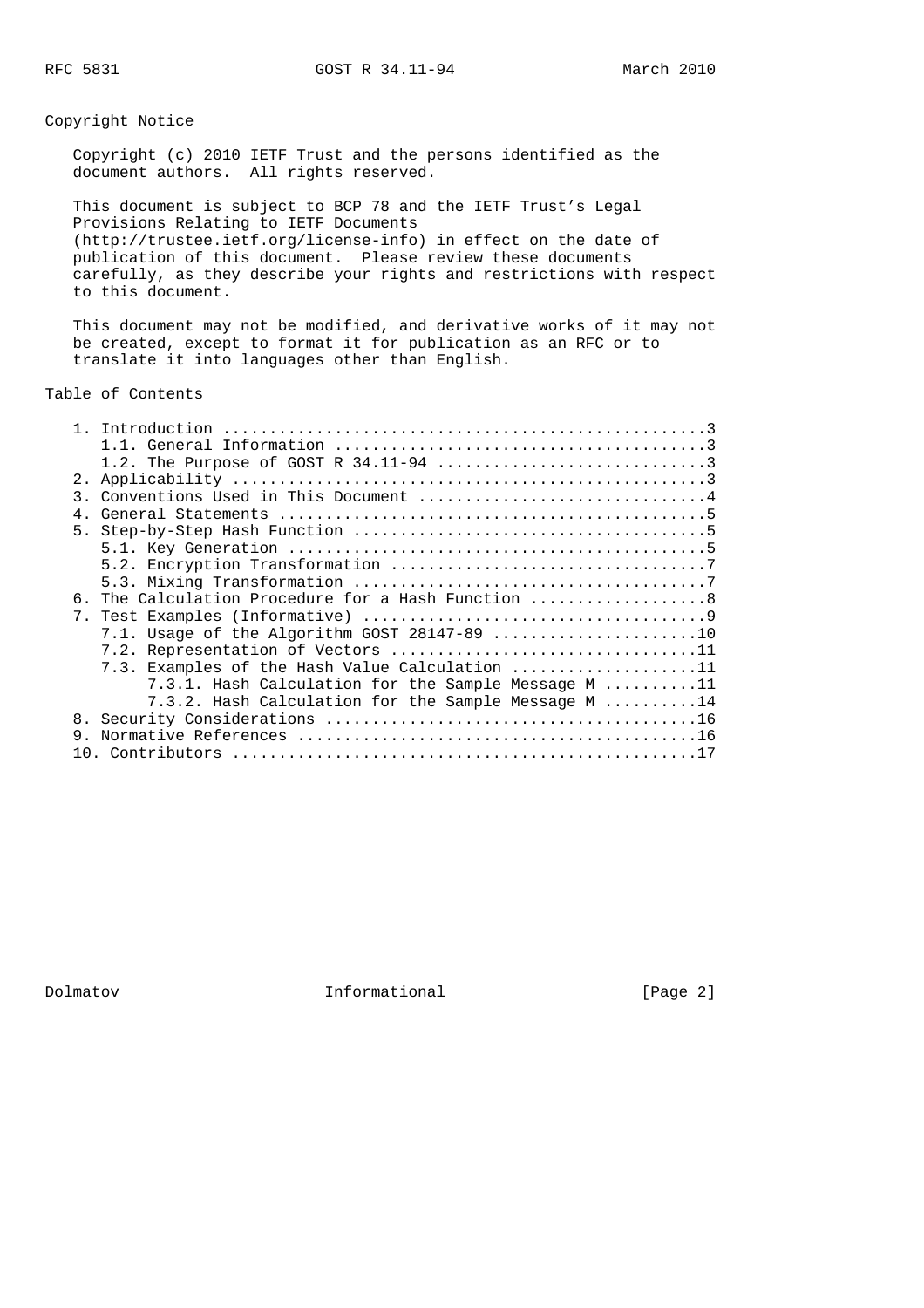## Copyright Notice

Copyright (c) 2010 IETF Trust and the persons identified as the document authors. All rights reserved.

This document is subject to BCP 78 and the IETF Trust's Legal Provisions Relating to IETF Documents (http://trustee.ietf.org/license-info) in effect on the date of publication of this document. Please review these documents carefully, as they describe your rights and restrictions with respect to this document.

This document may not be modified, and derivative works of it may not be created, except to format it for publication as an RFC or to translate it into languages other than English.

## Table of Contents

```
   1. Introduction ....................................................3
      1.1. General Information ........................................3
      1.2. The Purpose of GOST R 34.11-94 .............................3
   2. Applicability ...................................................3
   3. Conventions Used in This Document ...............................4
   4. General Statements ..............................................5
   5. Step-by-Step Hash Function ......................................5
      5.1. Key Generation .............................................5
      5.2. Encryption Transformation ..................................7
      5.3. Mixing Transformation ......................................7
   6. The Calculation Procedure for a Hash Function ...................8
   7. Test Examples (Informative) .....................................9
      7.1. Usage of the Algorithm GOST 28147-89 ......................10
      7.2. Representation of Vectors .................................11
      7.3. Examples of the Hash Value Calculation ....................11
           7.3.1. Hash Calculation for the Sample Message M ..........11
           7.3.2. Hash Calculation for the Sample Message M ..........14
   8. Security Considerations ........................................16
   9. Normative References ...........................................16
   10. Contributors ..................................................17
```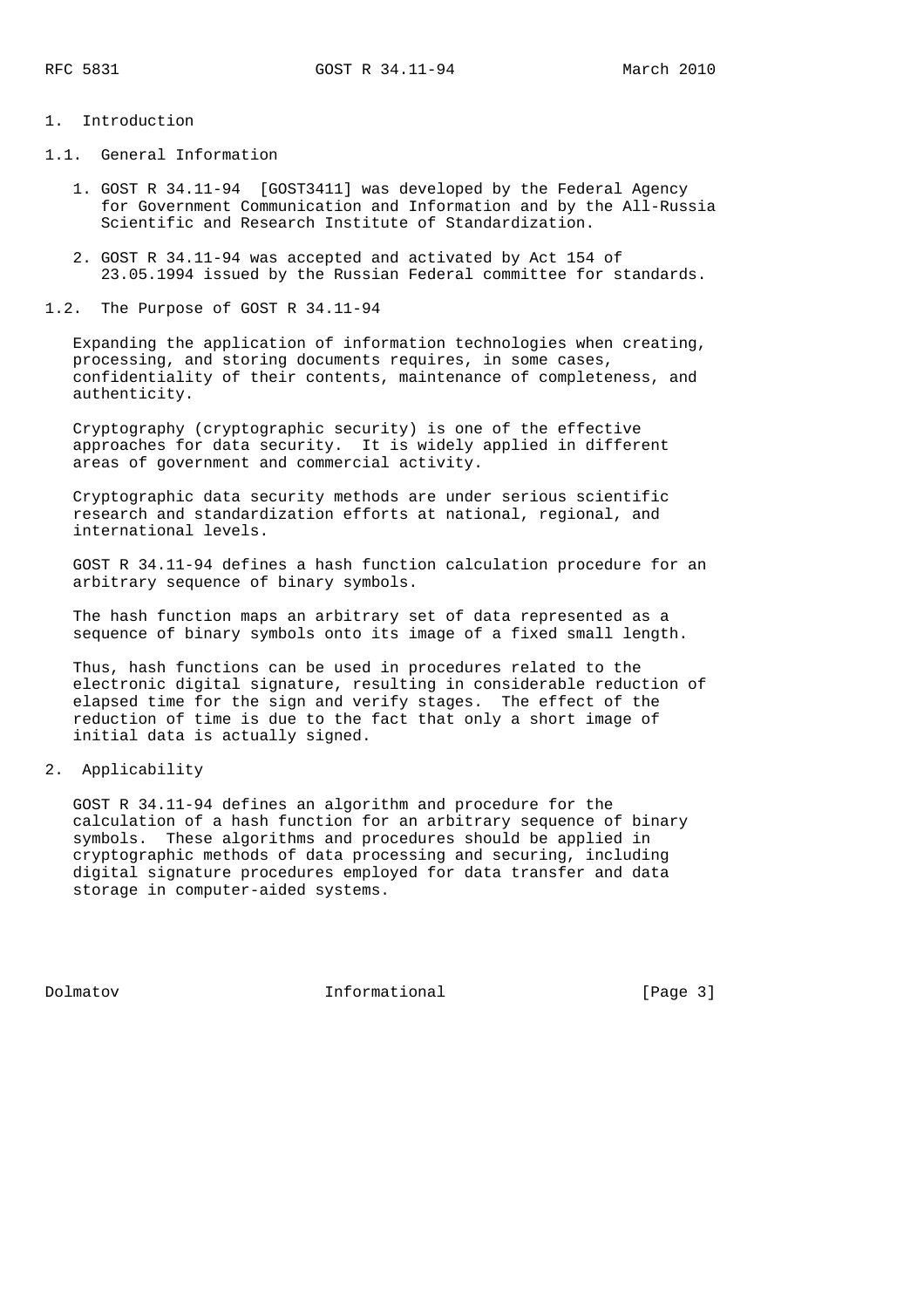# 1. Introduction

## 1.1. General Information

1. GOST R 34.11-94 [GOST3411] was developed by the Federal Agency for Government Communication and Information and by the All-Russia Scientific and Research Institute of Standardization.

2. GOST R 34.11-94 was accepted and activated by Act 154 of 23.05.1994 issued by the Russian Federal committee for standards.

## 1.2. The Purpose of GOST R 34.11-94

Expanding the application of information technologies when creating, processing, and storing documents requires, in some cases, confidentiality of their contents, maintenance of completeness, and authenticity.

Cryptography (cryptographic security) is one of the effective approaches for data security. It is widely applied in different areas of government and commercial activity.

Cryptographic data security methods are under serious scientific research and standardization efforts at national, regional, and international levels.

GOST R 34.11-94 defines a hash function calculation procedure for an arbitrary sequence of binary symbols.

The hash function maps an arbitrary set of data represented as a sequence of binary symbols onto its image of a fixed small length.

Thus, hash functions can be used in procedures related to the electronic digital signature, resulting in considerable reduction of elapsed time for the sign and verify stages. The effect of the reduction of time is due to the fact that only a short image of initial data is actually signed.

# 2. Applicability

GOST R 34.11-94 defines an algorithm and procedure for the calculation of a hash function for an arbitrary sequence of binary symbols. These algorithms and procedures should be applied in cryptographic methods of data processing and securing, including digital signature procedures employed for data transfer and data storage in computer-aided systems.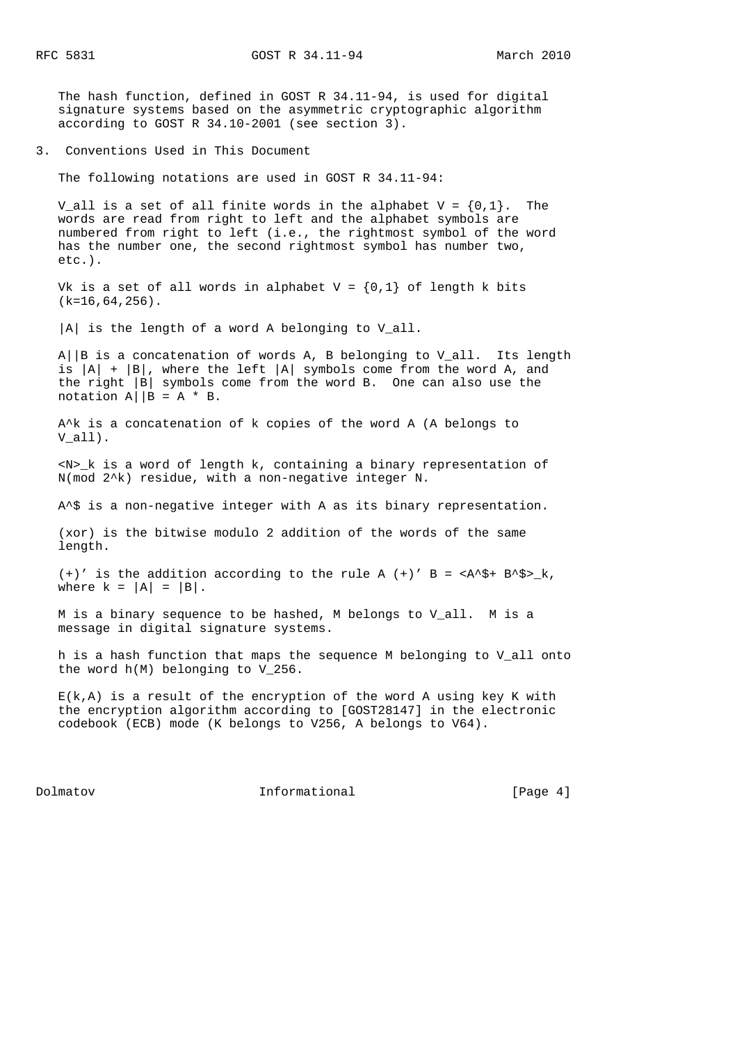The hash function, defined in GOST R 34.11-94, is used for digital signature systems based on the asymmetric cryptographic algorithm according to GOST R 34.10-2001 (see section 3).

## 3. Conventions Used in This Document

The following notations are used in GOST R 34.11-94:

$V_{all}$ is a set of all finite words in the alphabet $V = \{0,1\}$. The words are read from right to left and the alphabet symbols are numbered from right to left (i.e., the rightmost symbol of the word has the number one, the second rightmost symbol has number two, etc.).

$V_k$ is a set of all words in alphabet $V = \{0,1\}$ of length k bits ($k=16,64,256$).

$|A|$ is the length of a word A belonging to $V_{all}$.

$A||B$ is a concatenation of words A, B belonging to $V_{all}$. Its length is $|A| + |B|$, where the left $|A|$ symbols come from the word A, and the right $|B|$ symbols come from the word B. One can also use the notation $A||B = A * B$.

$A^k$ is a concatenation of k copies of the word A (A belongs to $V_{all}$).

$\langle N \rangle_k$ is a word of length k, containing a binary representation of $N \pmod{2^k}$ residue, with a non-negative integer N.

$A^\$$ is a non-negative integer with A as its binary representation.

(xor) is the bitwise modulo 2 addition of the words of the same length.

$(+)'$ is the addition according to the rule $A (+)' B = \langle A^\$ + B^\$ \rangle_k$, where $k = |A| = |B|$.

M is a binary sequence to be hashed, M belongs to $V_{all}$. M is a message in digital signature systems.

h is a hash function that maps the sequence M belonging to $V_{all}$ onto the word $h(M)$ belonging to $V_{256}$.

$E(k,A)$ is a result of the encryption of the word A using key K with the encryption algorithm according to [GOST28147] in the electronic codebook (ECB) mode (K belongs to $V_{256}$, A belongs to $V_{64}$).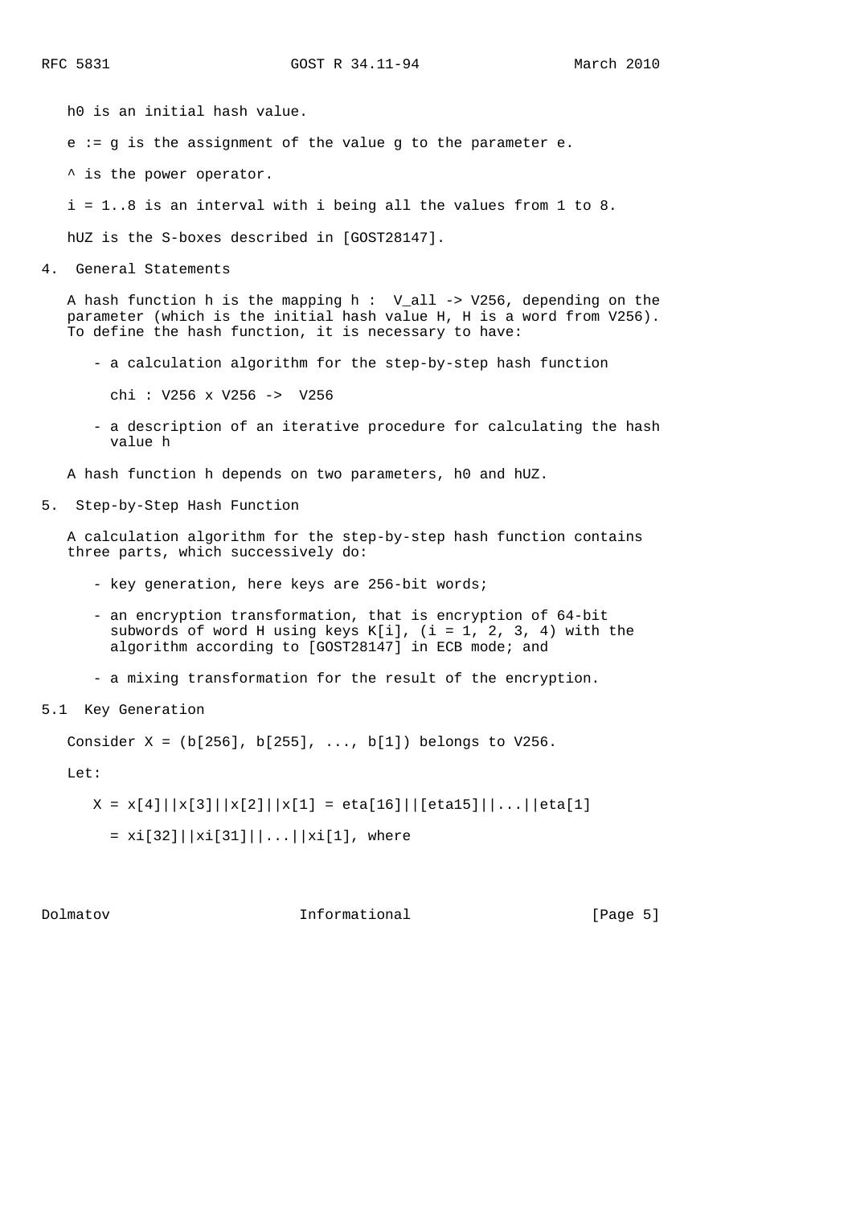h0 is an initial hash value.

e := g is the assignment of the value g to the parameter e.

^ is the power operator.

i = 1..8 is an interval with i being all the values from 1 to 8.

hUZ is the S-boxes described in [GOST28147].

## 4. General Statements

A hash function h is the mapping h : V_all -> V256, depending on the parameter (which is the initial hash value H, H is a word from V256). To define the hash function, it is necessary to have:

- a calculation algorithm for the step-by-step hash function

  chi : V256 x V256 -> V256

- a description of an iterative procedure for calculating the hash value h

A hash function h depends on two parameters, h0 and hUZ.

## 5. Step-by-Step Hash Function

A calculation algorithm for the step-by-step hash function contains three parts, which successively do:

- key generation, here keys are 256-bit words;

- an encryption transformation, that is encryption of 64-bit subwords of word H using keys K[i], (i = 1, 2, 3, 4) with the algorithm according to [GOST28147] in ECB mode; and

- a mixing transformation for the result of the encryption.

### 5.1 Key Generation

Consider X = (b[256], b[255], ..., b[1]) belongs to V256.

Let:

```
   X = x[4]||x[3]||x[2]||x[1] = eta[16]||[eta15]||...||eta[1]

     = xi[32]||xi[31]||...||xi[1], where
```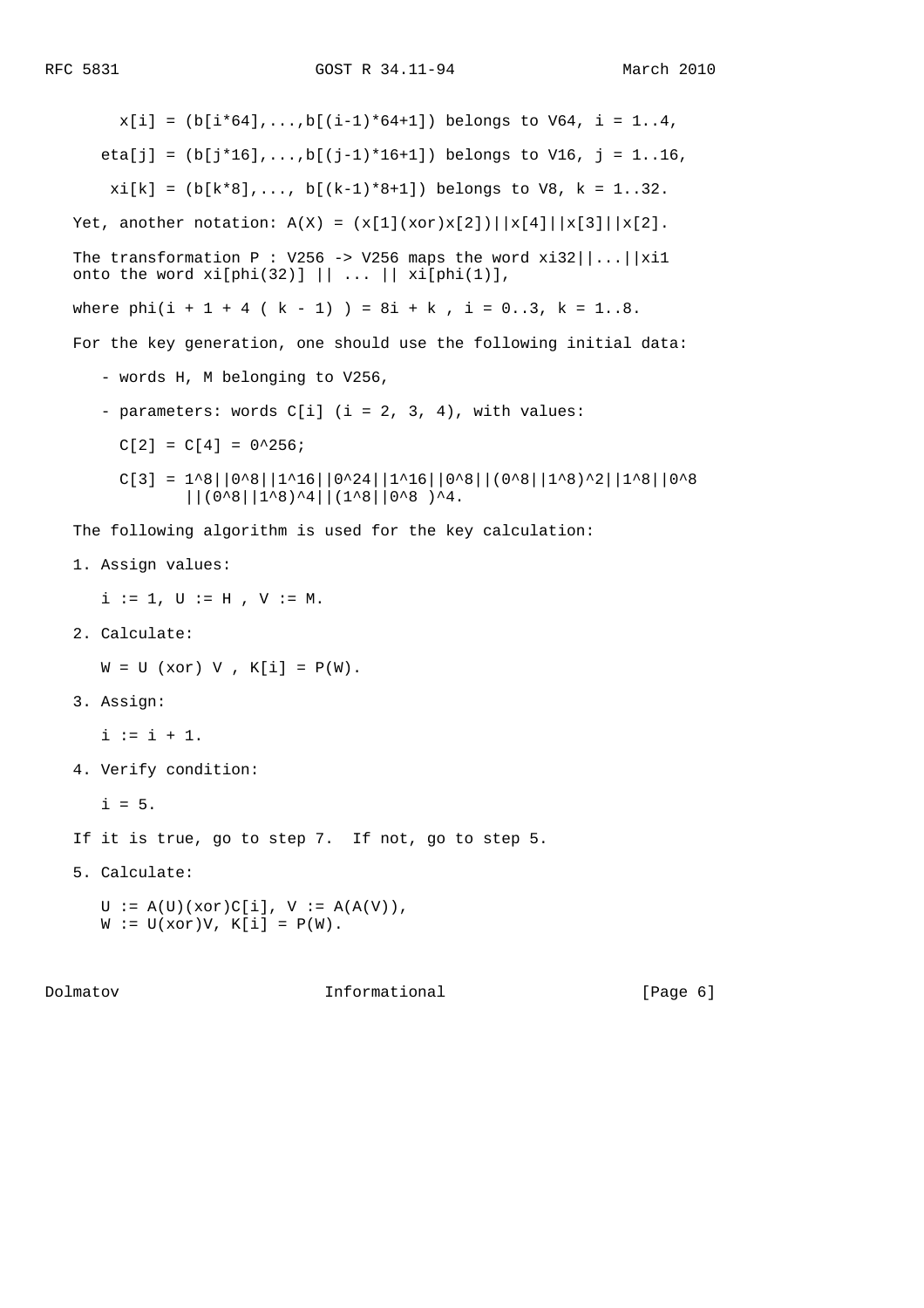$x[i] = (b[i*64],...,b[(i-1)*64+1])$ belongs to V64, $i = 1..4$,

$eta[j] = (b[j*16],...,b[(j-1)*16+1])$ belongs to V16, $j = 1..16$,

$xi[k] = (b[k*8],..., b[(k-1)*8+1])$ belongs to V8, $k = 1..32$.

Yet, another notation: $A(X) = (x[1](xor)x[2])||x[4]||x[3]||x[2]$.

The transformation P : V256 -> V256 maps the word xi32||...||xi1 onto the word xi[phi(32)] || ... || xi[phi(1)],

where $phi(i + 1 + 4 ( k - 1) ) = 8i + k$ , $i = 0..3$, $k = 1..8$.

For the key generation, one should use the following initial data:

- words H, M belonging to V256,
- parameters: words C[i] (i = 2, 3, 4), with values:

  $C[2] = C[4] = 0^{256}$;

  $C[3] = 1^8||0^8||1^{16}||0^{24}||1^{16}||0^8||(0^8||1^8)^2||1^8||0^8 ||(0^8||1^8)^4||(1^8||0^8 )^4$.

The following algorithm is used for the key calculation:

1. Assign values:

   i := 1, U := H , V := M.

2. Calculate:

   W = U (xor) V , K[i] = P(W).

3. Assign:

   i := i + 1.

4. Verify condition:

   i = 5.

If it is true, go to step 7. If not, go to step 5.

5. Calculate:

   U := A(U)(xor)C[i], V := A(A(V)),
   W := U(xor)V, K[i] = P(W).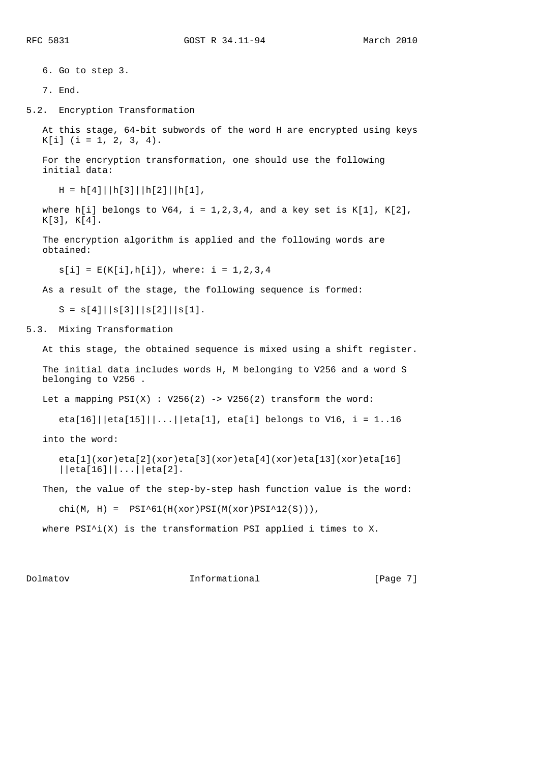6. Go to step 3.

7. End.

## 5.2. Encryption Transformation

At this stage, 64-bit subwords of the word H are encrypted using keys K[i] (i = 1, 2, 3, 4).

For the encryption transformation, one should use the following initial data:

$$H = h[4]||h[3]||h[2]||h[1],$$

where h[i] belongs to V64, i = 1,2,3,4, and a key set is K[1], K[2], K[3], K[4].

The encryption algorithm is applied and the following words are obtained:

$$s[i] = E(K[i],h[i]), \text{ where: } i = 1,2,3,4$$

As a result of the stage, the following sequence is formed:

$$S = s[4]||s[3]||s[2]||s[1].$$

## 5.3. Mixing Transformation

At this stage, the obtained sequence is mixed using a shift register.

The initial data includes words H, M belonging to V256 and a word S belonging to V256 .

Let a mapping PSI(X) : V256(2) -> V256(2) transform the word:

$$eta[16]||eta[15]||...||eta[1], \quad eta[i] \text{ belongs to } V16, \ i = 1..16$$

into the word:

$$eta[1](xor)eta[2](xor)eta[3](xor)eta[4](xor)eta[13](xor)eta[16] \\ ||eta[16]||...||eta[2].$$

Then, the value of the step-by-step hash function value is the word:

$$chi(M, H) = PSI^{61}(H(xor)PSI(M(xor)PSI^{12}(S))),$$

where $PSI^i(X)$ is the transformation PSI applied i times to X.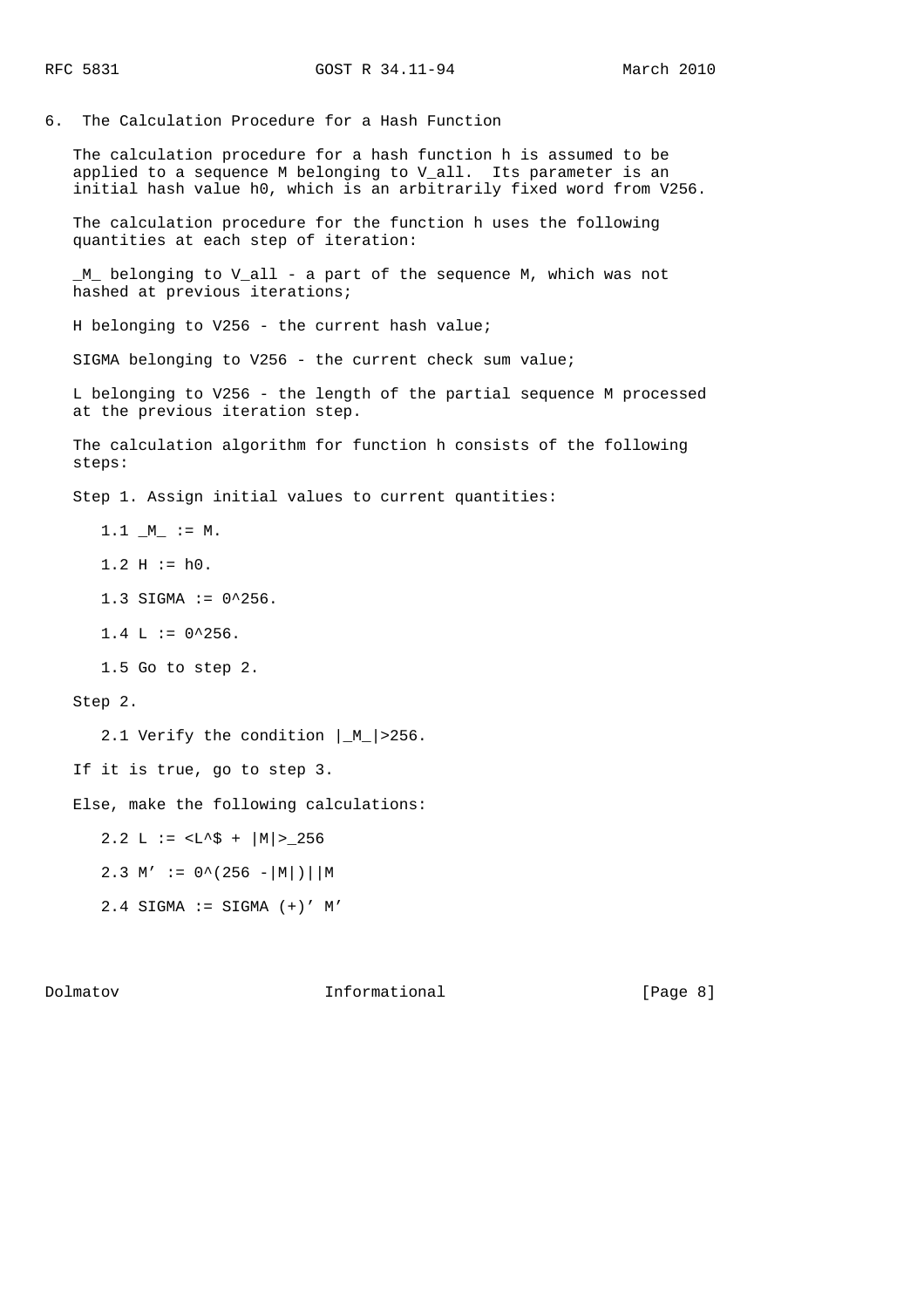## 6. The Calculation Procedure for a Hash Function

The calculation procedure for a hash function h is assumed to be applied to a sequence M belonging to V_all. Its parameter is an initial hash value h0, which is an arbitrarily fixed word from V256.

The calculation procedure for the function h uses the following quantities at each step of iteration:

_M_ belonging to V_all - a part of the sequence M, which was not hashed at previous iterations;

H belonging to V256 - the current hash value;

SIGMA belonging to V256 - the current check sum value;

L belonging to V256 - the length of the partial sequence M processed at the previous iteration step.

The calculation algorithm for function h consists of the following steps:

Step 1. Assign initial values to current quantities:

1.1 _M_ := M.

1.2 H := h0.

1.3 SIGMA := 0^256.

1.4 L := 0^256.

1.5 Go to step 2.

Step 2.

2.1 Verify the condition |_M_|>256.

If it is true, go to step 3.

Else, make the following calculations:

2.2 L := <L^$ + |M|>_256

2.3 M' := 0^(256 -|M|)||M

2.4 SIGMA := SIGMA (+)' M'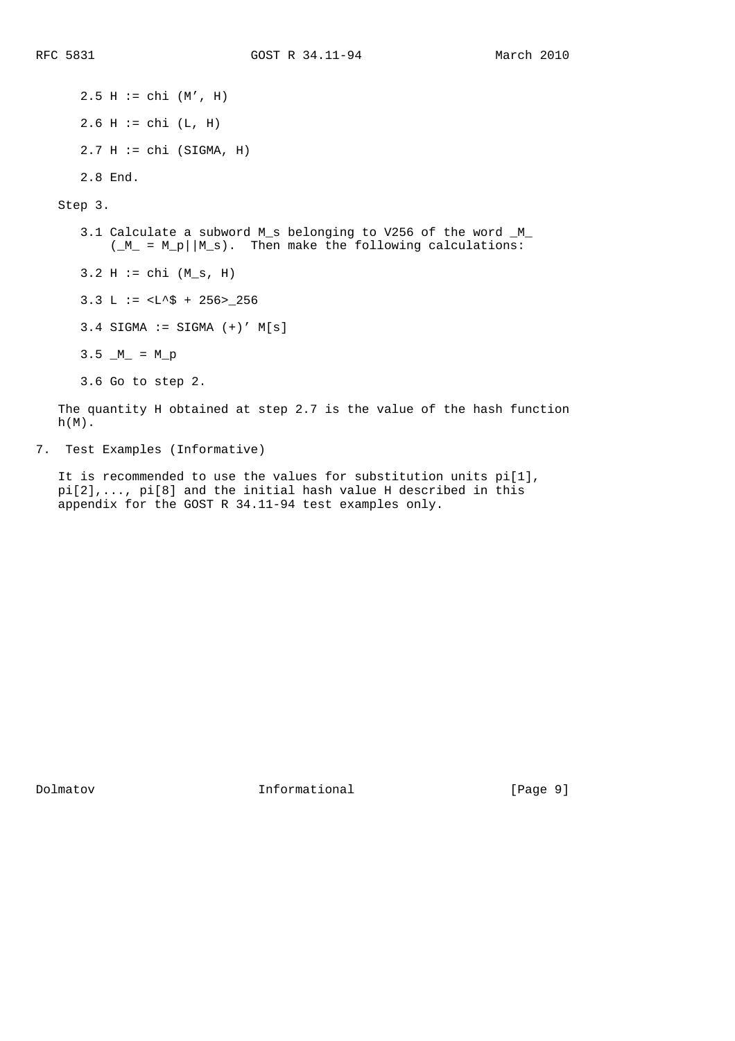2.5 $H := \chi(M', H)$

2.6 $H := \chi(L, H)$

2.7 $H := \chi(\Sigma, H)$

2.8 End.

Step 3.

3.1 Calculate a subword $M_s$ belonging to V256 of the word $\_M\_$ ($\_M\_ = M_p||M_s$). Then make the following calculations:

3.2 $H := \chi(M_s, H)$

3.3 $L := \langle L^\$ + 256 \rangle_{256}$

3.4 $\Sigma := \Sigma (+)' M[s]$

3.5 $\_M\_ = M_p$

3.6 Go to step 2.

The quantity H obtained at step 2.7 is the value of the hash function h(M).

# 7. Test Examples (Informative)

It is recommended to use the values for substitution units pi[1], pi[2],..., pi[8] and the initial hash value H described in this appendix for the GOST R 34.11-94 test examples only.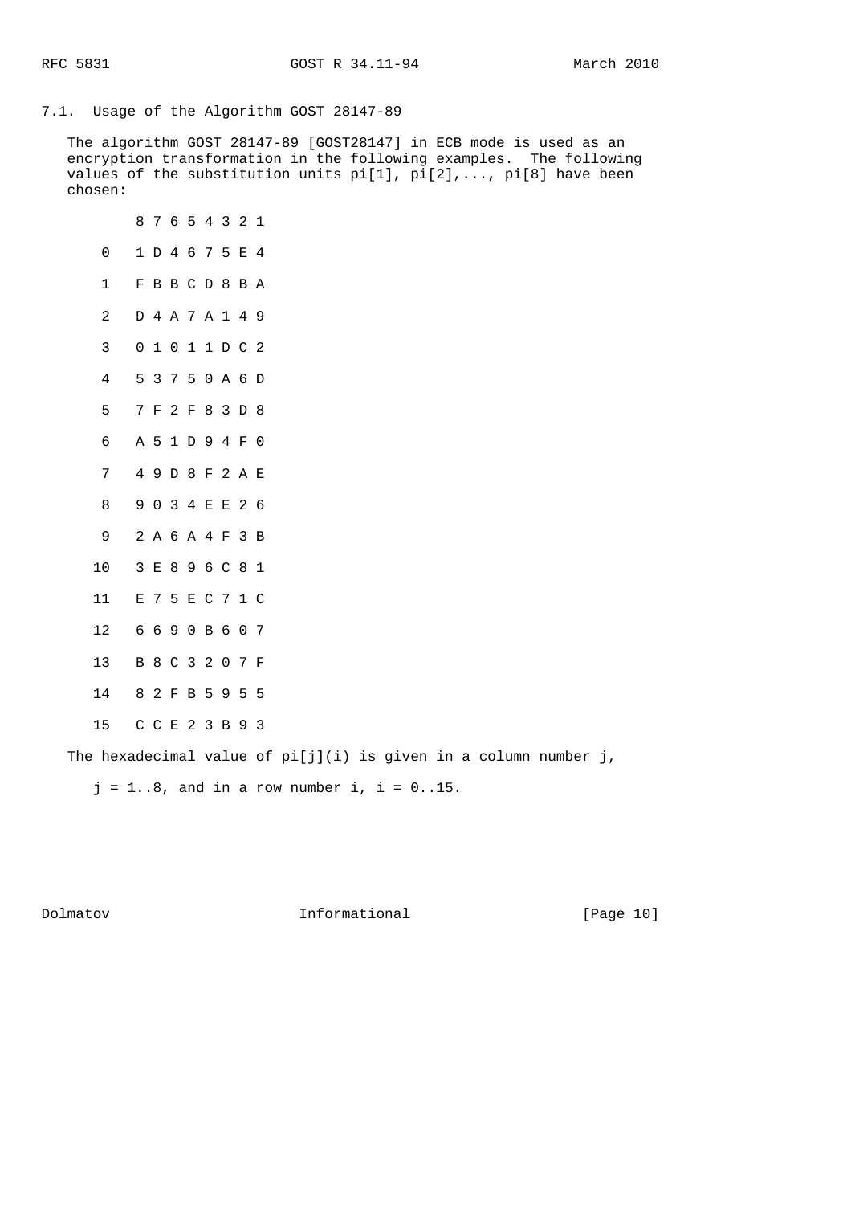## 7.1. Usage of the Algorithm GOST 28147-89

The algorithm GOST 28147-89 [GOST28147] in ECB mode is used as an encryption transformation in the following examples. The following values of the substitution units pi[1], pi[2],..., pi[8] have been chosen:

|    | 8 | 7 | 6 | 5 | 4 | 3 | 2 | 1 |
|---|---|---|---|---|---|---|---|---|
| 0 | 1 | D | 4 | 6 | 7 | 5 | E | 4 |
| 1 | F | B | B | C | D | 8 | B | A |
| 2 | D | 4 | A | 7 | A | 1 | 4 | 9 |
| 3 | 0 | 1 | 0 | 1 | 1 | D | C | 2 |
| 4 | 5 | 3 | 7 | 5 | 0 | A | 6 | D |
| 5 | 7 | F | 2 | F | 8 | 3 | D | 8 |
| 6 | A | 5 | 1 | D | 9 | 4 | F | 0 |
| 7 | 4 | 9 | D | 8 | F | 2 | A | E |
| 8 | 9 | 0 | 3 | 4 | E | E | 2 | 6 |
| 9 | 2 | A | 6 | A | 4 | F | 3 | B |
| 10 | 3 | E | 8 | 9 | 6 | C | 8 | 1 |
| 11 | E | 7 | 5 | E | C | 7 | 1 | C |
| 12 | 6 | 6 | 9 | 0 | B | 6 | 0 | 7 |
| 13 | B | 8 | C | 3 | 2 | 0 | 7 | F |
| 14 | 8 | 2 | F | B | 5 | 9 | 5 | 5 |
| 15 | C | C | E | 2 | 3 | B | 9 | 3 |

The hexadecimal value of pi[j](i) is given in a column number j,

j = 1..8, and in a row number i, i = 0..15.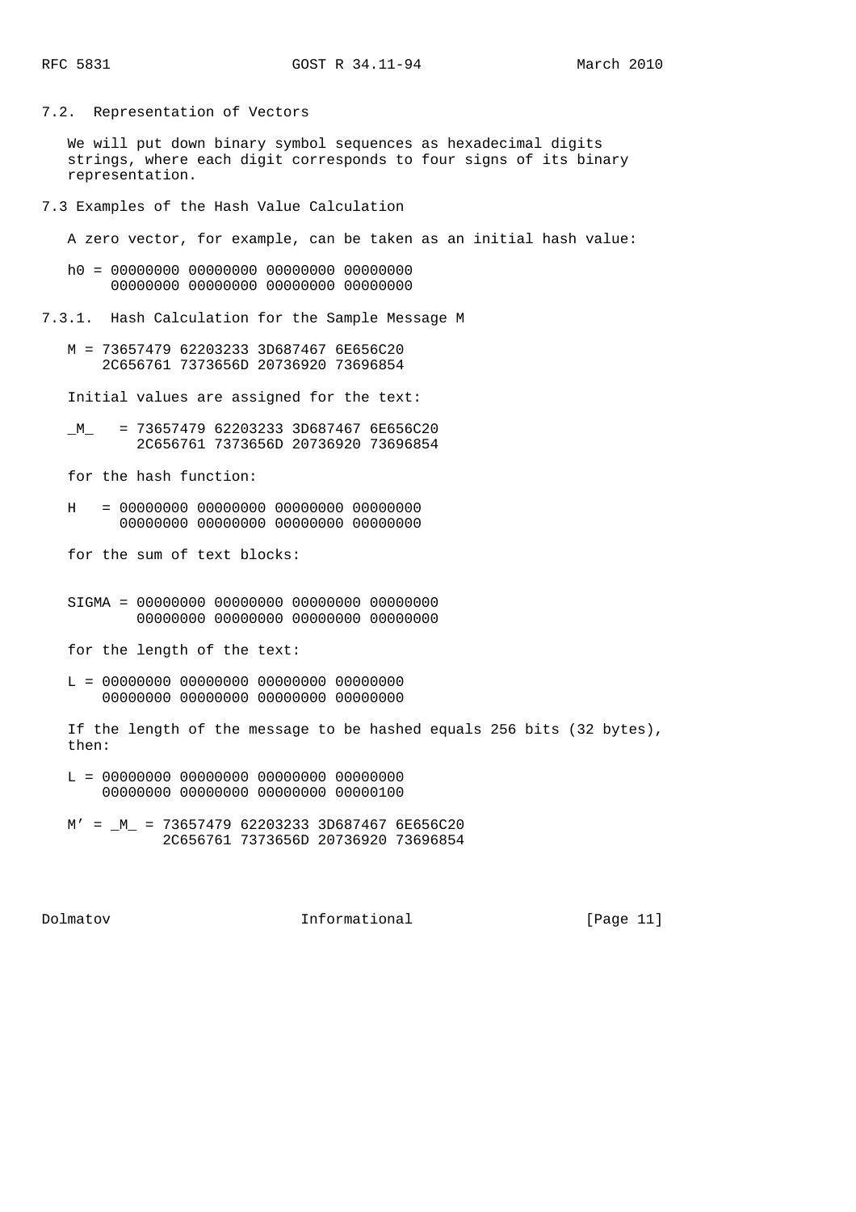### 7.2. Representation of Vectors

We will put down binary symbol sequences as hexadecimal digits strings, where each digit corresponds to four signs of its binary representation.

### 7.3 Examples of the Hash Value Calculation

A zero vector, for example, can be taken as an initial hash value:

```
h0 = 00000000 00000000 00000000 00000000
     00000000 00000000 00000000 00000000
```

#### 7.3.1. Hash Calculation for the Sample Message M

```
M = 73657479 62203233 3D687467 6E656C20
    2C656761 7373656D 20736920 73696854
```

Initial values are assigned for the text:

```
_M_   = 73657479 62203233 3D687467 6E656C20
        2C656761 7373656D 20736920 73696854
```

for the hash function:

```
H   = 00000000 00000000 00000000 00000000
      00000000 00000000 00000000 00000000
```

for the sum of text blocks:

```
SIGMA = 00000000 00000000 00000000 00000000
        00000000 00000000 00000000 00000000
```

for the length of the text:

```
L = 00000000 00000000 00000000 00000000
    00000000 00000000 00000000 00000000
```

If the length of the message to be hashed equals 256 bits (32 bytes), then:

```
L = 00000000 00000000 00000000 00000000
    00000000 00000000 00000000 00000100

M' = _M_ = 73657479 62203233 3D687467 6E656C20
           2C656761 7373656D 20736920 73696854
```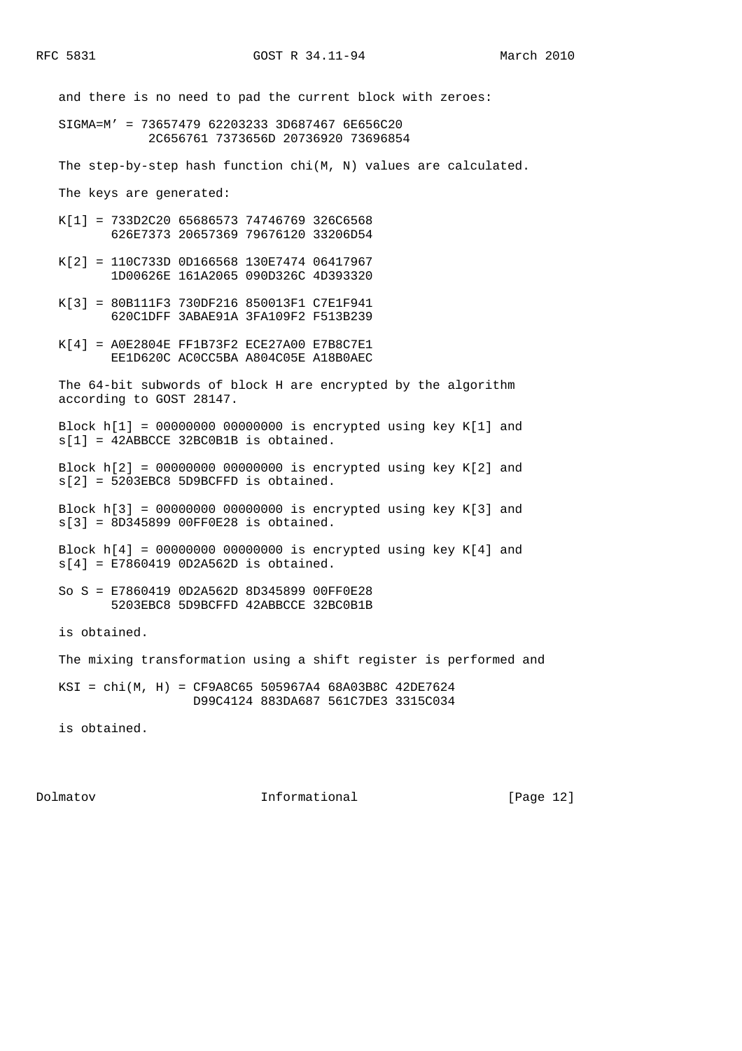and there is no need to pad the current block with zeroes:

```
SIGMA=M' = 73657479 62203233 3D687467 6E656C20
           2C656761 7373656D 20736920 73696854
```

The step-by-step hash function chi(M, N) values are calculated.

The keys are generated:

```
K[1] = 733D2C20 65686573 74746769 326C6568
       626E7373 20657369 79676120 33206D54

K[2] = 110C733D 0D166568 130E7474 06417967
       1D00626E 161A2065 090D326C 4D393320

K[3] = 80B111F3 730DF216 850013F1 C7E1F941
       620C1DFF 3ABAE91A 3FA109F2 F513B239

K[4] = A0E2804E FF1B73F2 ECE27A00 E7B8C7E1
       EE1D620C AC0CC5BA A804C05E A18B0AEC
```

The 64-bit subwords of block H are encrypted by the algorithm according to GOST 28147.

Block h[1] = 00000000 00000000 is encrypted using key K[1] and s[1] = 42ABBCCE 32BC0B1B is obtained.

Block h[2] = 00000000 00000000 is encrypted using key K[2] and s[2] = 5203EBC8 5D9BCFFD is obtained.

Block h[3] = 00000000 00000000 is encrypted using key K[3] and s[3] = 8D345899 00FF0E28 is obtained.

Block h[4] = 00000000 00000000 is encrypted using key K[4] and s[4] = E7860419 0D2A562D is obtained.

```
So S = E7860419 0D2A562D 8D345899 00FF0E28
       5203EBC8 5D9BCFFD 42ABBCCE 32BC0B1B
```

is obtained.

The mixing transformation using a shift register is performed and

```
KSI = chi(M, H) = CF9A8C65 505967A4 68A03B8C 42DE7624
                  D99C4124 883DA687 561C7DE3 3315C034
```

is obtained.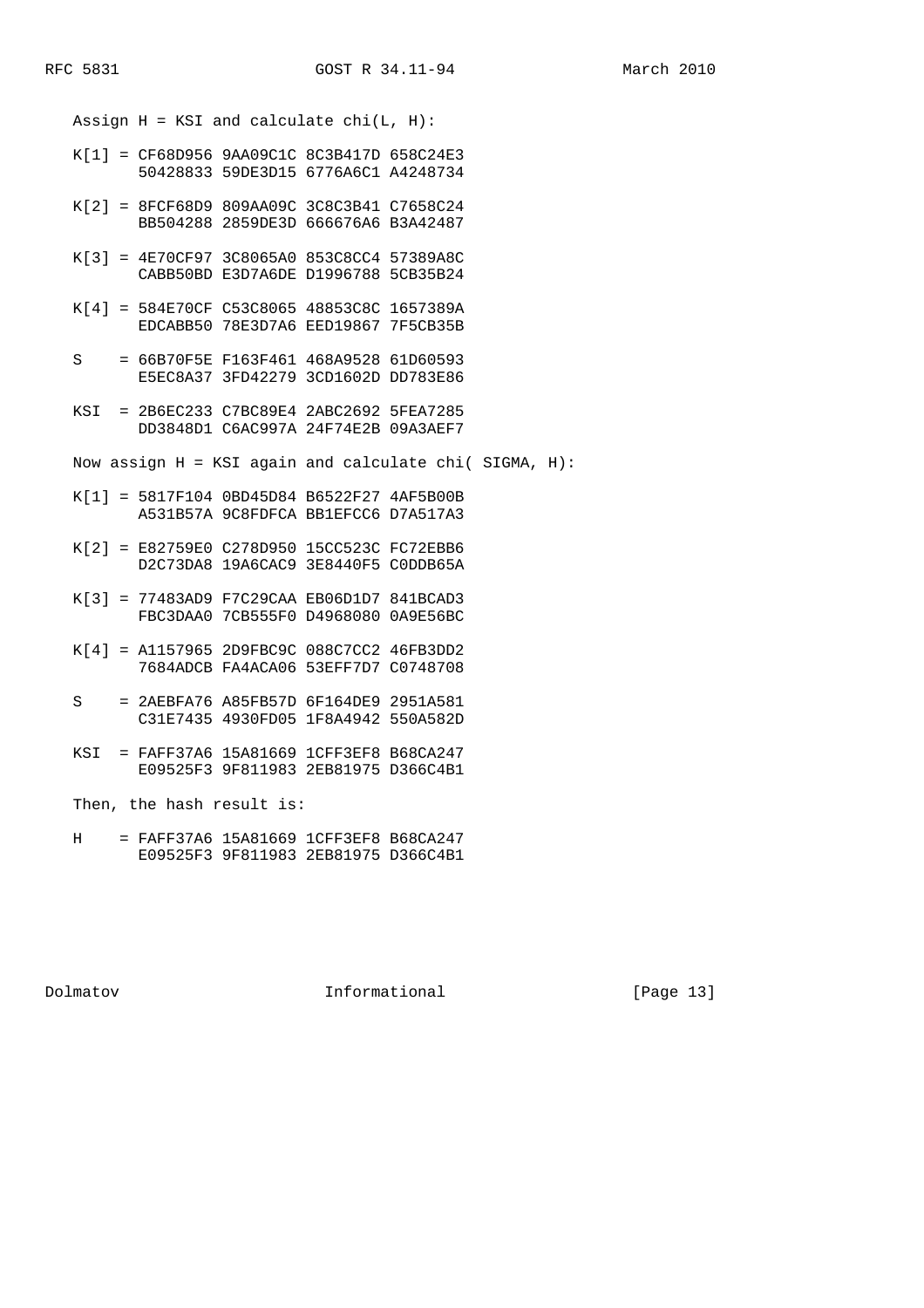Assign H = KSI and calculate chi(L, H):

```
K[1] = CF68D956 9AA09C1C 8C3B417D 658C24E3
       50428833 59DE3D15 6776A6C1 A4248734

K[2] = 8FCF68D9 809AA09C 3C8C3B41 C7658C24
       BB504288 2859DE3D 666676A6 B3A42487

K[3] = 4E70CF97 3C8065A0 853C8CC4 57389A8C
       CABB50BD E3D7A6DE D1996788 5CB35B24

K[4] = 584E70CF C53C8065 48853C8C 1657389A
       EDCABB50 78E3D7A6 EED19867 7F5CB35B

S    = 66B70F5E F163F461 468A9528 61D60593
       E5EC8A37 3FD42279 3CD1602D DD783E86

KSI  = 2B6EC233 C7BC89E4 2ABC2692 5FEA7285
       DD3848D1 C6AC997A 24F74E2B 09A3AEF7
```

Now assign H = KSI again and calculate chi( SIGMA, H):

```
K[1] = 5817F104 0BD45D84 B6522F27 4AF5B00B
       A531B57A 9C8FDFCA BB1EFCC6 D7A517A3

K[2] = E82759E0 C278D950 15CC523C FC72EBB6
       D2C73DA8 19A6CAC9 3E8440F5 C0DDB65A

K[3] = 77483AD9 F7C29CAA EB06D1D7 841BCAD3
       FBC3DAA0 7CB555F0 D4968080 0A9E56BC

K[4] = A1157965 2D9FBC9C 088C7CC2 46FB3DD2
       7684ADCB FA4ACA06 53EFF7D7 C0748708

S    = 2AEBFA76 A85FB57D 6F164DE9 2951A581
       C31E7435 4930FD05 1F8A4942 550A582D

KSI  = FAFF37A6 15A81669 1CFF3EF8 B68CA247
       E09525F3 9F811983 2EB81975 D366C4B1
```

Then, the hash result is:

```
H    = FAFF37A6 15A81669 1CFF3EF8 B68CA247
       E09525F3 9F811983 2EB81975 D366C4B1
```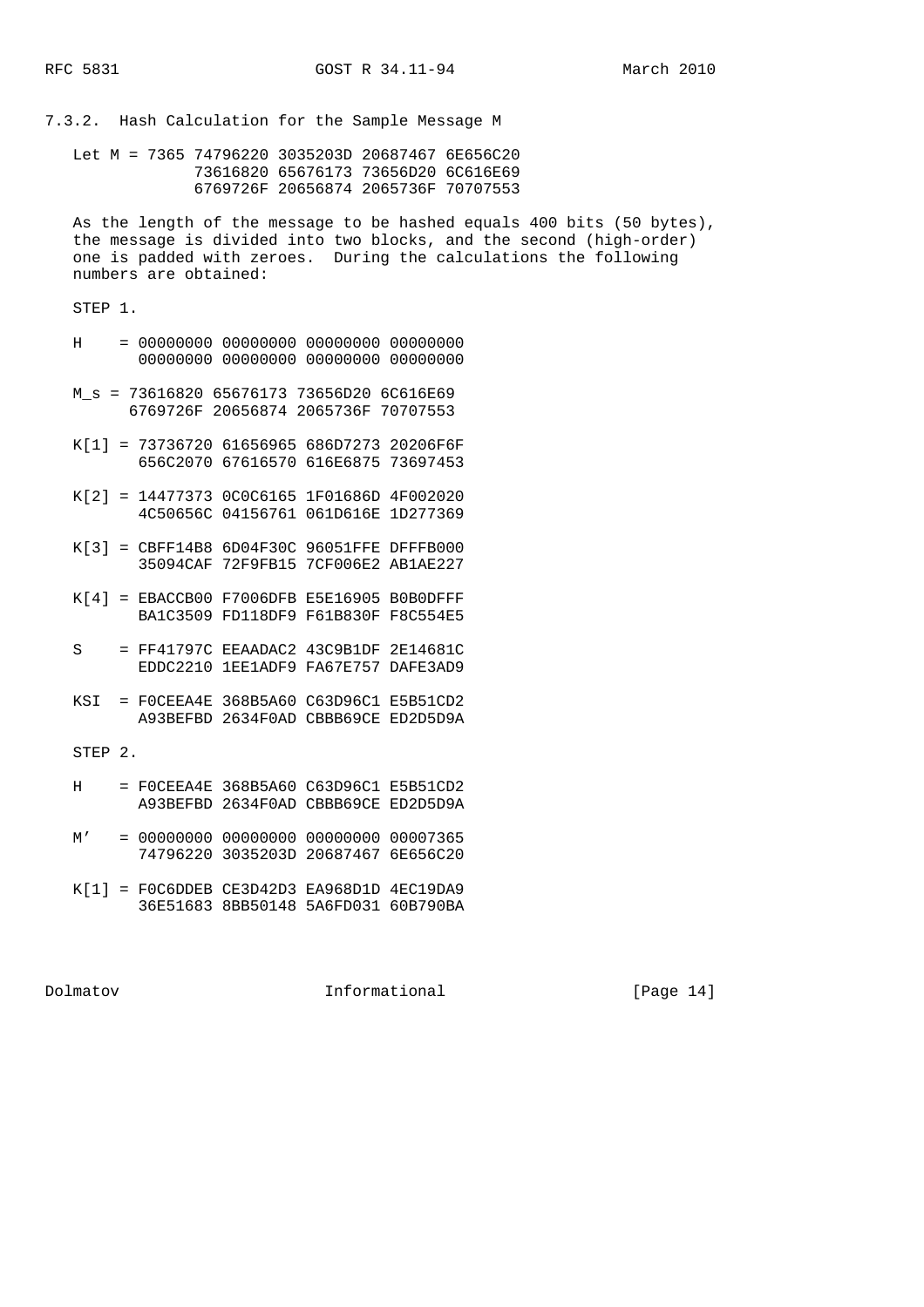### 7.3.2. Hash Calculation for the Sample Message M

```
Let M = 7365 74796220 3035203D 20687467 6E656C20
             73616820 65676173 73656D20 6C616E69
             6769726F 20656874 2065736F 70707553
```

As the length of the message to be hashed equals 400 bits (50 bytes), the message is divided into two blocks, and the second (high-order) one is padded with zeroes. During the calculations the following numbers are obtained:

STEP 1.

```
H    = 00000000 00000000 00000000 00000000
       00000000 00000000 00000000 00000000

M_s = 73616820 65676173 73656D20 6C616E69
      6769726F 20656874 2065736F 70707553

K[1] = 73736720 61656965 686D7273 20206F6F
       656C2070 67616570 616E6875 73697453

K[2] = 14477373 0C0C6165 1F01686D 4F002020
       4C50656C 04156761 061D616E 1D277369

K[3] = CBFF14B8 6D04F30C 96051FFE DFFFB000
       35094CAF 72F9FB15 7CF006E2 AB1AE227

K[4] = EBACCB00 F7006DFB E5E16905 B0B0DFFF
       BA1C3509 FD118DF9 F61B830F F8C554E5

S    = FF41797C EEAADAC2 43C9B1DF 2E14681C
       EDDC2210 1EE1ADF9 FA67E757 DAFE3AD9

KSI  = F0CEEA4E 368B5A60 C63D96C1 E5B51CD2
       A93BEFBD 2634F0AD CBBB69CE ED2D5D9A
```

STEP 2.

```
H    = F0CEEA4E 368B5A60 C63D96C1 E5B51CD2
       A93BEFBD 2634F0AD CBBB69CE ED2D5D9A

M'   = 00000000 00000000 00000000 00007365
       74796220 3035203D 20687467 6E656C20

K[1] = F0C6DDEB CE3D42D3 EA968D1D 4EC19DA9
       36E51683 8BB50148 5A6FD031 60B790BA
```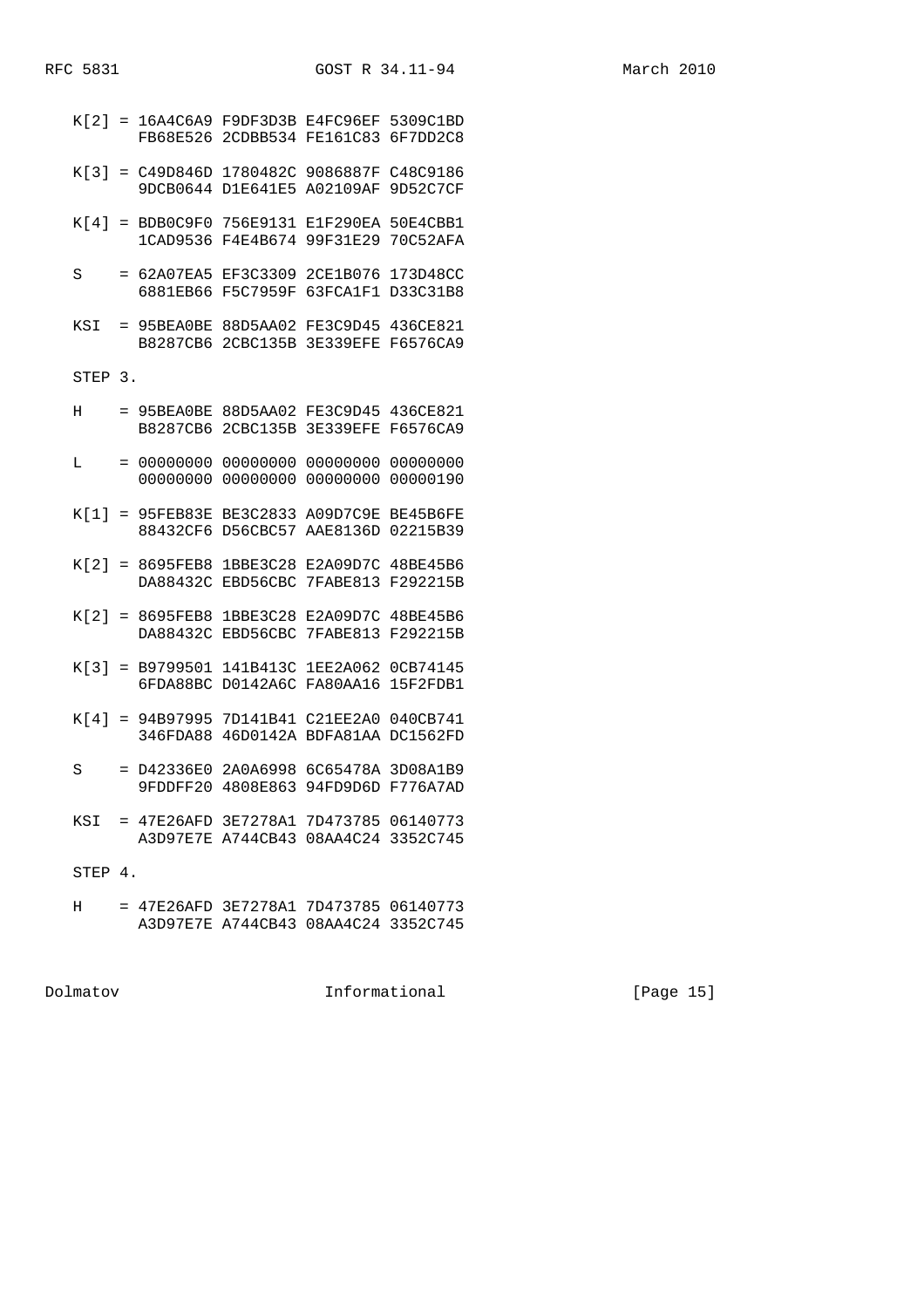```
   K[2] = 16A4C6A9 F9DF3D3B E4FC96EF 5309C1BD
          FB68E526 2CDBB534 FE161C83 6F7DD2C8

   K[3] = C49D846D 1780482C 9086887F C48C9186
          9DCB0644 D1E641E5 A02109AF 9D52C7CF

   K[4] = BDB0C9F0 756E9131 E1F290EA 50E4CBB1
          1CAD9536 F4E4B674 99F31E29 70C52AFA

   S    = 62A07EA5 EF3C3309 2CE1B076 173D48CC
          6881EB66 F5C7959F 63FCA1F1 D33C31B8

   KSI  = 95BEA0BE 88D5AA02 FE3C9D45 436CE821
          B8287CB6 2CBC135B 3E339EFE F6576CA9

   STEP 3.

   H    = 95BEA0BE 88D5AA02 FE3C9D45 436CE821
          B8287CB6 2CBC135B 3E339EFE F6576CA9

   L    = 00000000 00000000 00000000 00000000
          00000000 00000000 00000000 00000190

   K[1] = 95FEB83E BE3C2833 A09D7C9E BE45B6FE
          88432CF6 D56CBC57 AAE8136D 02215B39

   K[2] = 8695FEB8 1BBE3C28 E2A09D7C 48BE45B6
          DA88432C EBD56CBC 7FABE813 F292215B

   K[2] = 8695FEB8 1BBE3C28 E2A09D7C 48BE45B6
          DA88432C EBD56CBC 7FABE813 F292215B

   K[3] = B9799501 141B413C 1EE2A062 0CB74145
          6FDA88BC D0142A6C FA80AA16 15F2FDB1

   K[4] = 94B97995 7D141B41 C21EE2A0 040CB741
          346FDA88 46D0142A BDFA81AA DC1562FD

   S    = D42336E0 2A0A6998 6C65478A 3D08A1B9
          9FDDFF20 4808E863 94FD9D6D F776A7AD

   KSI  = 47E26AFD 3E7278A1 7D473785 06140773
          A3D97E7E A744CB43 08AA4C24 3352C745

   STEP 4.

   H    = 47E26AFD 3E7278A1 7D473785 06140773
          A3D97E7E A744CB43 08AA4C24 3352C745
```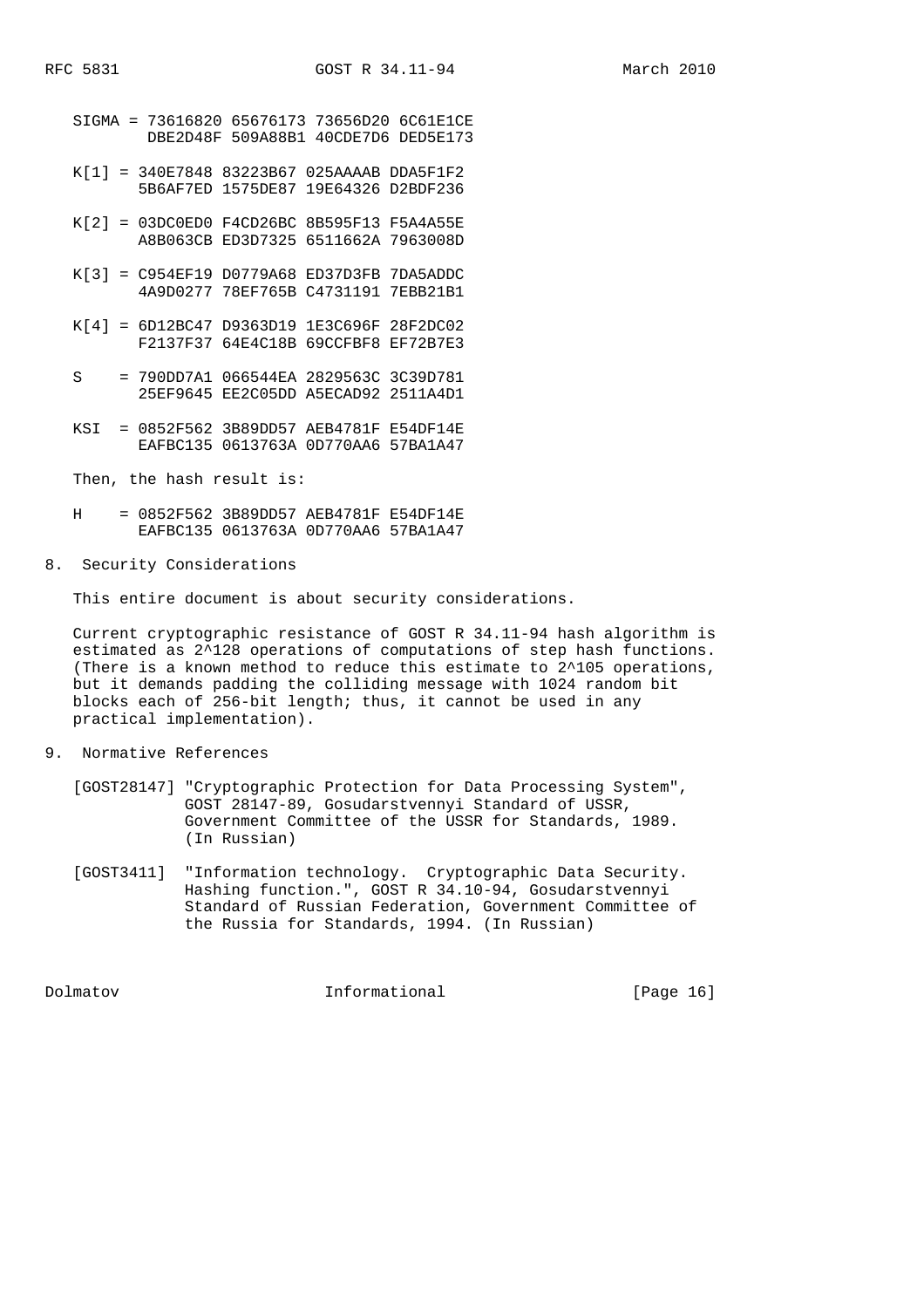```
SIGMA = 73616820 65676173 73656D20 6C61E1CE
         DBE2D48F 509A88B1 40CDE7D6 DED5E173

K[1] = 340E7848 83223B67 025AAAAB DDA5F1F2
       5B6AF7ED 1575DE87 19E64326 D2BDF236

K[2] = 03DC0ED0 F4CD26BC 8B595F13 F5A4A55E
       A8B063CB ED3D7325 6511662A 7963008D

K[3] = C954EF19 D0779A68 ED37D3FB 7DA5ADDC
       4A9D0277 78EF765B C4731191 7EBB21B1

K[4] = 6D12BC47 D9363D19 1E3C696F 28F2DC02
       F2137F37 64E4C18B 69CCFBF8 EF72B7E3

S    = 790DD7A1 066544EA 2829563C 3C39D781
       25EF9645 EE2C05DD A5ECAD92 2511A4D1

KSI  = 0852F562 3B89DD57 AEB4781F E54DF14E
       EAFBC135 0613763A 0D770AA6 57BA1A47
```

Then, the hash result is:

```
H    = 0852F562 3B89DD57 AEB4781F E54DF14E
       EAFBC135 0613763A 0D770AA6 57BA1A47
```

## 8. Security Considerations

This entire document is about security considerations.

Current cryptographic resistance of GOST R 34.11-94 hash algorithm is estimated as 2^128 operations of computations of step hash functions. (There is a known method to reduce this estimate to 2^105 operations, but it demands padding the colliding message with 1024 random bit blocks each of 256-bit length; thus, it cannot be used in any practical implementation).

## 9. Normative References

[GOST28147] "Cryptographic Protection for Data Processing System", GOST 28147-89, Gosudarstvennyi Standard of USSR, Government Committee of the USSR for Standards, 1989. (In Russian)

[GOST3411] "Information technology. Cryptographic Data Security. Hashing function.", GOST R 34.10-94, Gosudarstvennyi Standard of Russian Federation, Government Committee of the Russia for Standards, 1994. (In Russian)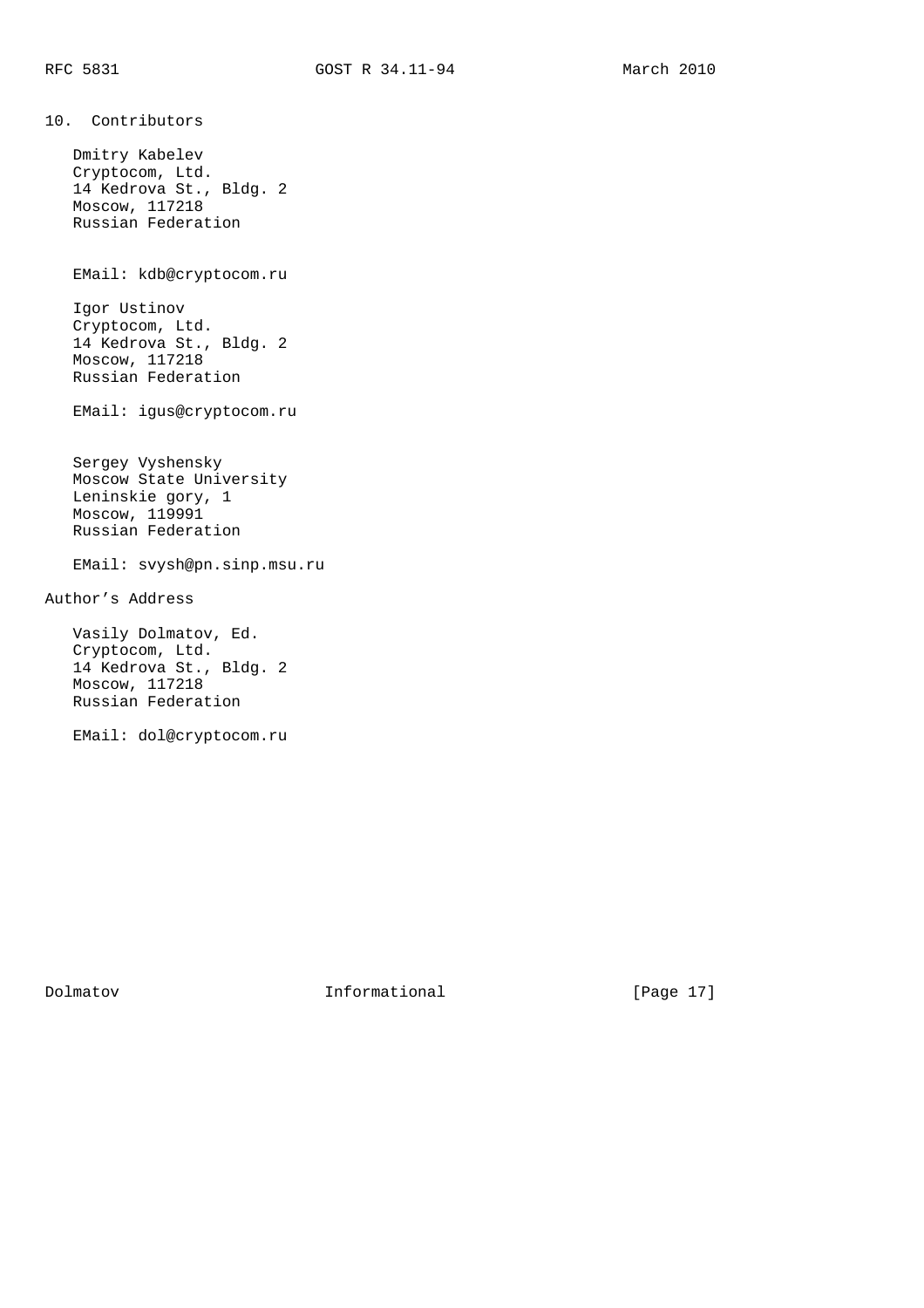## 10. Contributors

Dmitry Kabelev
Cryptocom, Ltd.
14 Kedrova St., Bldg. 2
Moscow, 117218
Russian Federation

EMail: kdb@cryptocom.ru

Igor Ustinov
Cryptocom, Ltd.
14 Kedrova St., Bldg. 2
Moscow, 117218
Russian Federation

EMail: igus@cryptocom.ru

Sergey Vyshensky
Moscow State University
Leninskie gory, 1
Moscow, 119991
Russian Federation

EMail: svysh@pn.sinp.msu.ru

## Author's Address

Vasily Dolmatov, Ed.
Cryptocom, Ltd.
14 Kedrova St., Bldg. 2
Moscow, 117218
Russian Federation

EMail: dol@cryptocom.ru